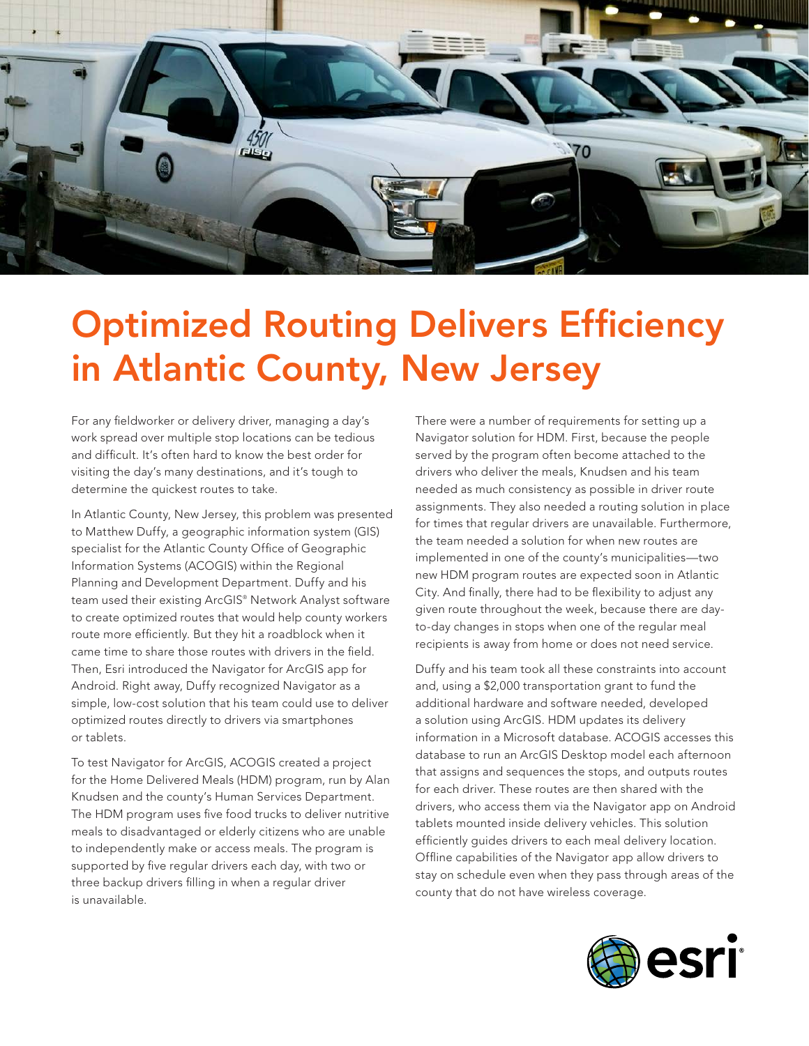# Optimized Routing Delivers Efficiency in Atlantic County, New Jersey

For any fieldworker or delivery driver, managing a day's work spread over multiple stop locations can be tedious and difficult. It's often hard to know the best order for visiting the day's many destinations, and it's tough to determine the quickest routes to take.

In Atlantic County, New Jersey, this problem was presented to Matthew Duffy, a geographic information system (GIS) specialist for the Atlantic County Office of Geographic Information Systems (ACOGIS) within the Regional Planning and Development Department. Duffy and his team used their existing ArcGIS® Network Analyst software to create optimized routes that would help county workers route more efficiently. But they hit a roadblock when it came time to share those routes with drivers in the field. Then, Esri introduced the Navigator for ArcGIS app for Android. Right away, Duffy recognized Navigator as a simple, low-cost solution that his team could use to deliver optimized routes directly to drivers via smartphones or tablets.

To test Navigator for ArcGIS, ACOGIS created a project for the Home Delivered Meals (HDM) program, run by Alan Knudsen and the county's Human Services Department. The HDM program uses five food trucks to deliver nutritive meals to disadvantaged or elderly citizens who are unable to independently make or access meals. The program is supported by five regular drivers each day, with two or three backup drivers filling in when a regular driver is unavailable.

There were a number of requirements for setting up a Navigator solution for HDM. First, because the people served by the program often become attached to the drivers who deliver the meals, Knudsen and his team needed as much consistency as possible in driver route assignments. They also needed a routing solution in place for times that regular drivers are unavailable. Furthermore, the team needed a solution for when new routes are implemented in one of the county's municipalities—two new HDM program routes are expected soon in Atlantic City. And finally, there had to be flexibility to adjust any given route throughout the week, because there are day-to-day changes in stops when one of the regular meal recipients is away from home or does not need service.

Duffy and his team took all these constraints into account and, using a $2,000 transportation grant to fund the additional hardware and software needed, developed a solution using ArcGIS. HDM updates its delivery information in a Microsoft database. ACOGIS accesses this database to run an ArcGIS Desktop model each afternoon that assigns and sequences the stops, and outputs routes for each driver. These routes are then shared with the drivers, who access them via the Navigator app on Android tablets mounted inside delivery vehicles. This solution efficiently guides drivers to each meal delivery location. Offline capabilities of the Navigator app allow drivers to stay on schedule even when they pass through areas of the county that do not have wireless coverage.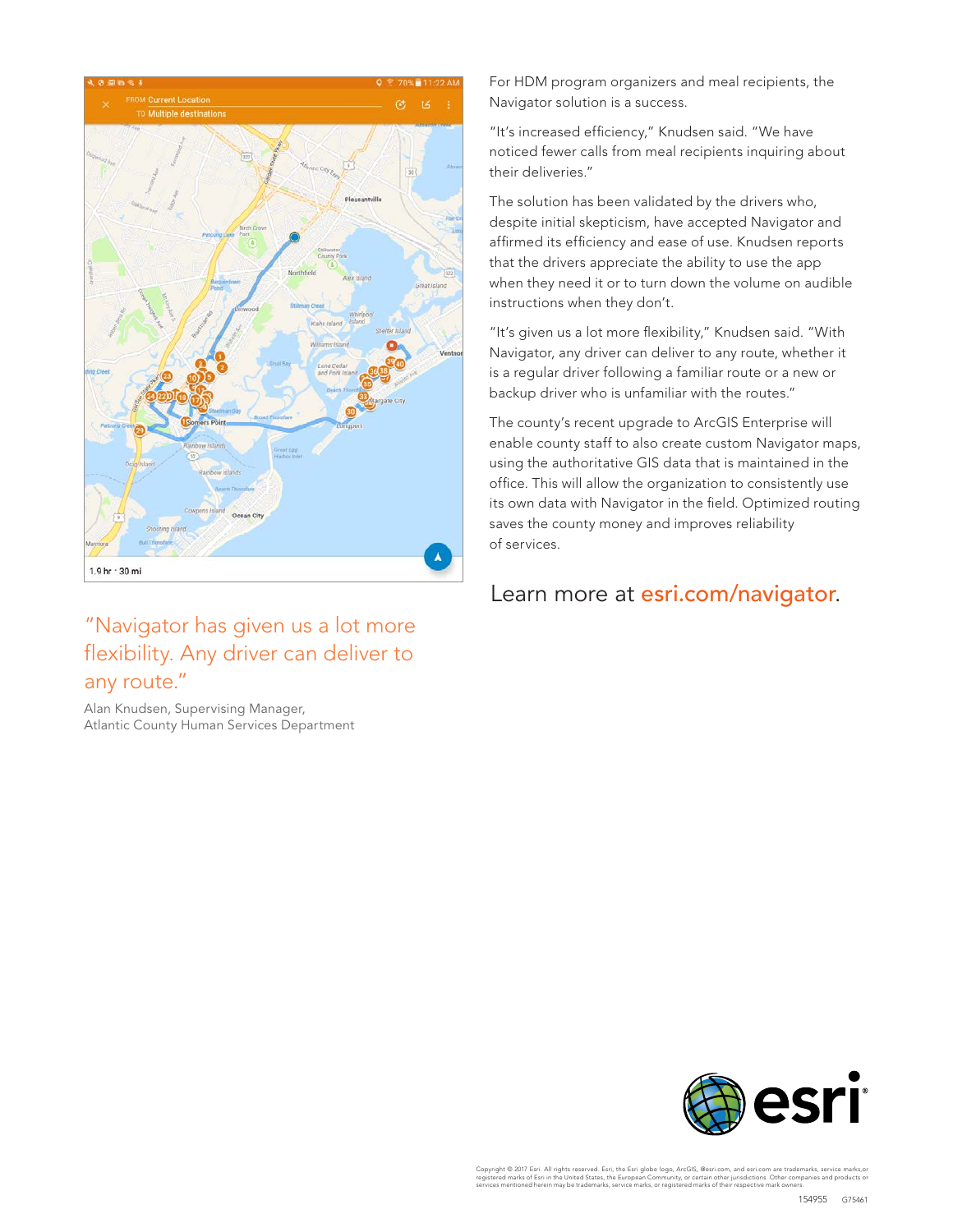"Navigator has given us a lot more flexibility. Any driver can deliver to any route."

Alan Knudsen, Supervising Manager,
Atlantic County Human Services Department

For HDM program organizers and meal recipients, the Navigator solution is a success.

"It's increased efficiency," Knudsen said. "We have noticed fewer calls from meal recipients inquiring about their deliveries."

The solution has been validated by the drivers who, despite initial skepticism, have accepted Navigator and affirmed its efficiency and ease of use. Knudsen reports that the drivers appreciate the ability to use the app when they need it or to turn down the volume on audible instructions when they don't.

"It's given us a lot more flexibility," Knudsen said. "With Navigator, any driver can deliver to any route, whether it is a regular driver following a familiar route or a new or backup driver who is unfamiliar with the routes."

The county's recent upgrade to ArcGIS Enterprise will enable county staff to also create custom Navigator maps, using the authoritative GIS data that is maintained in the office. This will allow the organization to consistently use its own data with Navigator in the field. Optimized routing saves the county money and improves reliability of services.

Learn more at esri.com/navigator.

Copyright © 2017 Esri. All rights reserved. Esri, the Esri globe logo, ArcGIS, @esri.com, and esri.com are trademarks, service marks, or registered marks of Esri in the United States, the European Community, or certain other jurisdictions. Other companies and products or services mentioned herein may be trademarks, service marks, or registered marks of their respective mark owners.

154955 G75461